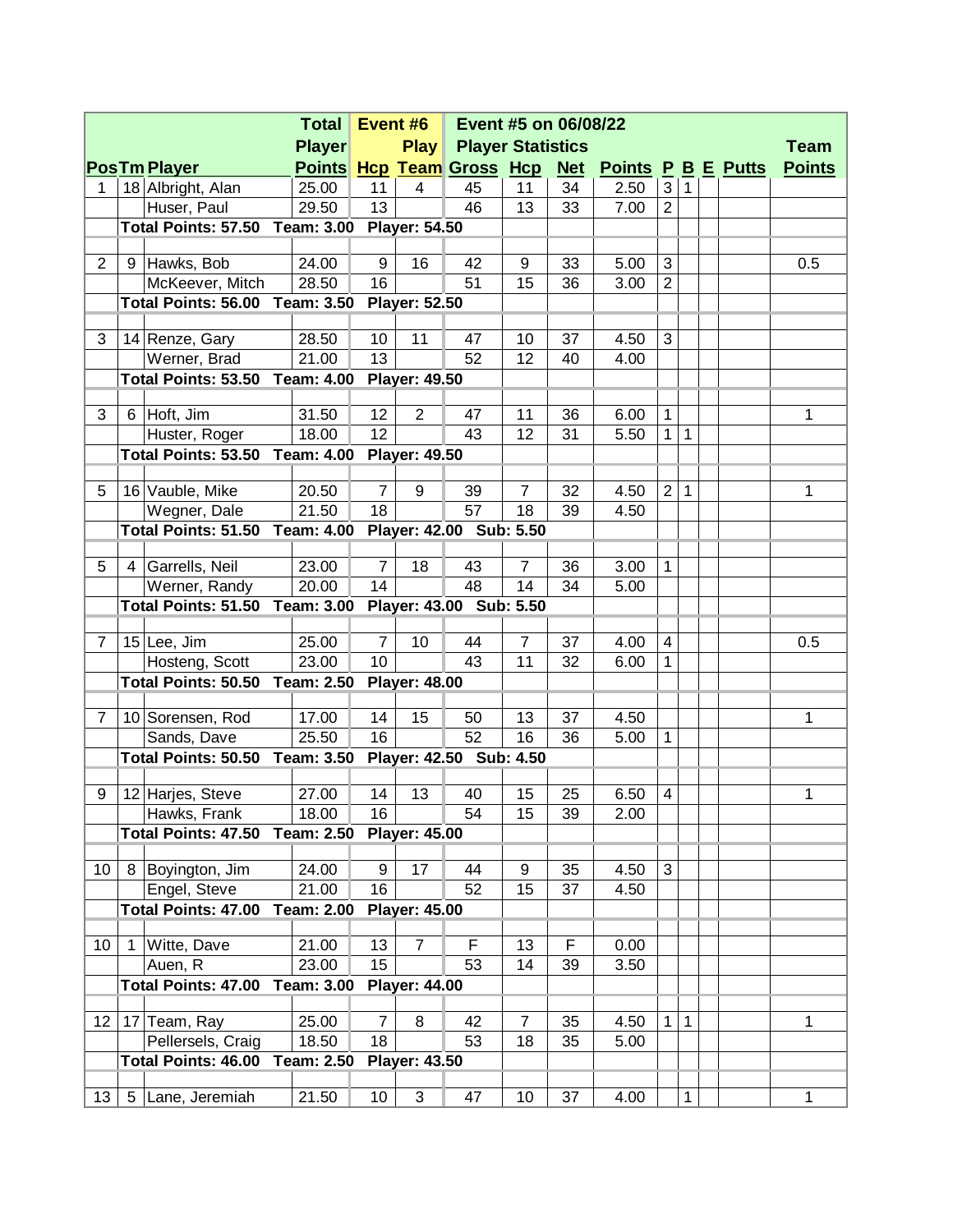| Pos | Tm | Player | Total Player Points | Event #6 Hcp | Play Team | Event #5 on 06/08/22 Player Statistics Gross | Hcp | Net | Points | P | B | E | Putts | Team Points |
|---|---|---|---|---|---|---|---|---|---|---|---|---|---|---|
| 1 | 18 | Albright, Alan | 25.00 | 11 | 4 | 45 | 11 | 34 | 2.50 | 3 | 1 | | | |
| | | Huser, Paul | 29.50 | 13 | | 46 | 13 | 33 | 7.00 | 2 | | | | |
| | **Total Points: 57.50** | | **Team: 3.00** | **Player: 54.50** | | | | | | | | | | |
| 2 | 9 | Hawks, Bob | 24.00 | 9 | 16 | 42 | 9 | 33 | 5.00 | 3 | | | | 0.5 |
| | | McKeever, Mitch | 28.50 | 16 | | 51 | 15 | 36 | 3.00 | 2 | | | | |
| | **Total Points: 56.00** | | **Team: 3.50** | **Player: 52.50** | | | | | | | | | | |
| 3 | 14 | Renze, Gary | 28.50 | 10 | 11 | 47 | 10 | 37 | 4.50 | 3 | | | | |
| | | Werner, Brad | 21.00 | 13 | | 52 | 12 | 40 | 4.00 | | | | | |
| | **Total Points: 53.50** | | **Team: 4.00** | **Player: 49.50** | | | | | | | | | | |
| 3 | 6 | Hoft, Jim | 31.50 | 12 | 2 | 47 | 11 | 36 | 6.00 | 1 | | | | 1 |
| | | Huster, Roger | 18.00 | 12 | | 43 | 12 | 31 | 5.50 | 1 | 1 | | | |
| | **Total Points: 53.50** | | **Team: 4.00** | **Player: 49.50** | | | | | | | | | | |
| 5 | 16 | Vauble, Mike | 20.50 | 7 | 9 | 39 | 7 | 32 | 4.50 | 2 | 1 | | | 1 |
| | | Wegner, Dale | 21.50 | 18 | | 57 | 18 | 39 | 4.50 | | | | | |
| | **Total Points: 51.50** | | **Team: 4.00** | **Player: 42.00** | **Sub: 5.50** | | | | | | | | | |
| 5 | 4 | Garrells, Neil | 23.00 | 7 | 18 | 43 | 7 | 36 | 3.00 | 1 | | | | |
| | | Werner, Randy | 20.00 | 14 | | 48 | 14 | 34 | 5.00 | | | | | |
| | **Total Points: 51.50** | | **Team: 3.00** | **Player: 43.00** | **Sub: 5.50** | | | | | | | | | |
| 7 | 15 | Lee, Jim | 25.00 | 7 | 10 | 44 | 7 | 37 | 4.00 | 4 | | | | 0.5 |
| | | Hosteng, Scott | 23.00 | 10 | | 43 | 11 | 32 | 6.00 | 1 | | | | |
| | **Total Points: 50.50** | | **Team: 2.50** | **Player: 48.00** | | | | | | | | | | |
| 7 | 10 | Sorensen, Rod | 17.00 | 14 | 15 | 50 | 13 | 37 | 4.50 | | | | | 1 |
| | | Sands, Dave | 25.50 | 16 | | 52 | 16 | 36 | 5.00 | 1 | | | | |
| | **Total Points: 50.50** | | **Team: 3.50** | **Player: 42.50** | **Sub: 4.50** | | | | | | | | | |
| 9 | 12 | Harjes, Steve | 27.00 | 14 | 13 | 40 | 15 | 25 | 6.50 | 4 | | | | 1 |
| | | Hawks, Frank | 18.00 | 16 | | 54 | 15 | 39 | 2.00 | | | | | |
| | **Total Points: 47.50** | | **Team: 2.50** | **Player: 45.00** | | | | | | | | | | |
| 10 | 8 | Boyington, Jim | 24.00 | 9 | 17 | 44 | 9 | 35 | 4.50 | 3 | | | | |
| | | Engel, Steve | 21.00 | 16 | | 52 | 15 | 37 | 4.50 | | | | | |
| | **Total Points: 47.00** | | **Team: 2.00** | **Player: 45.00** | | | | | | | | | | |
| 10 | 1 | Witte, Dave | 21.00 | 13 | 7 | F | 13 | F | 0.00 | | | | | |
| | | Auen, R | 23.00 | 15 | | 53 | 14 | 39 | 3.50 | | | | | |
| | **Total Points: 47.00** | | **Team: 3.00** | **Player: 44.00** | | | | | | | | | | |
| 12 | 17 | Team, Ray | 25.00 | 7 | 8 | 42 | 7 | 35 | 4.50 | 1 | 1 | | | 1 |
| | | Pellersels, Craig | 18.50 | 18 | | 53 | 18 | 35 | 5.00 | | | | | |
| | **Total Points: 46.00** | | **Team: 2.50** | **Player: 43.50** | | | | | | | | | | |
| 13 | 5 | Lane, Jeremiah | 21.50 | 10 | 3 | 47 | 10 | 37 | 4.00 | | 1 | | | 1 |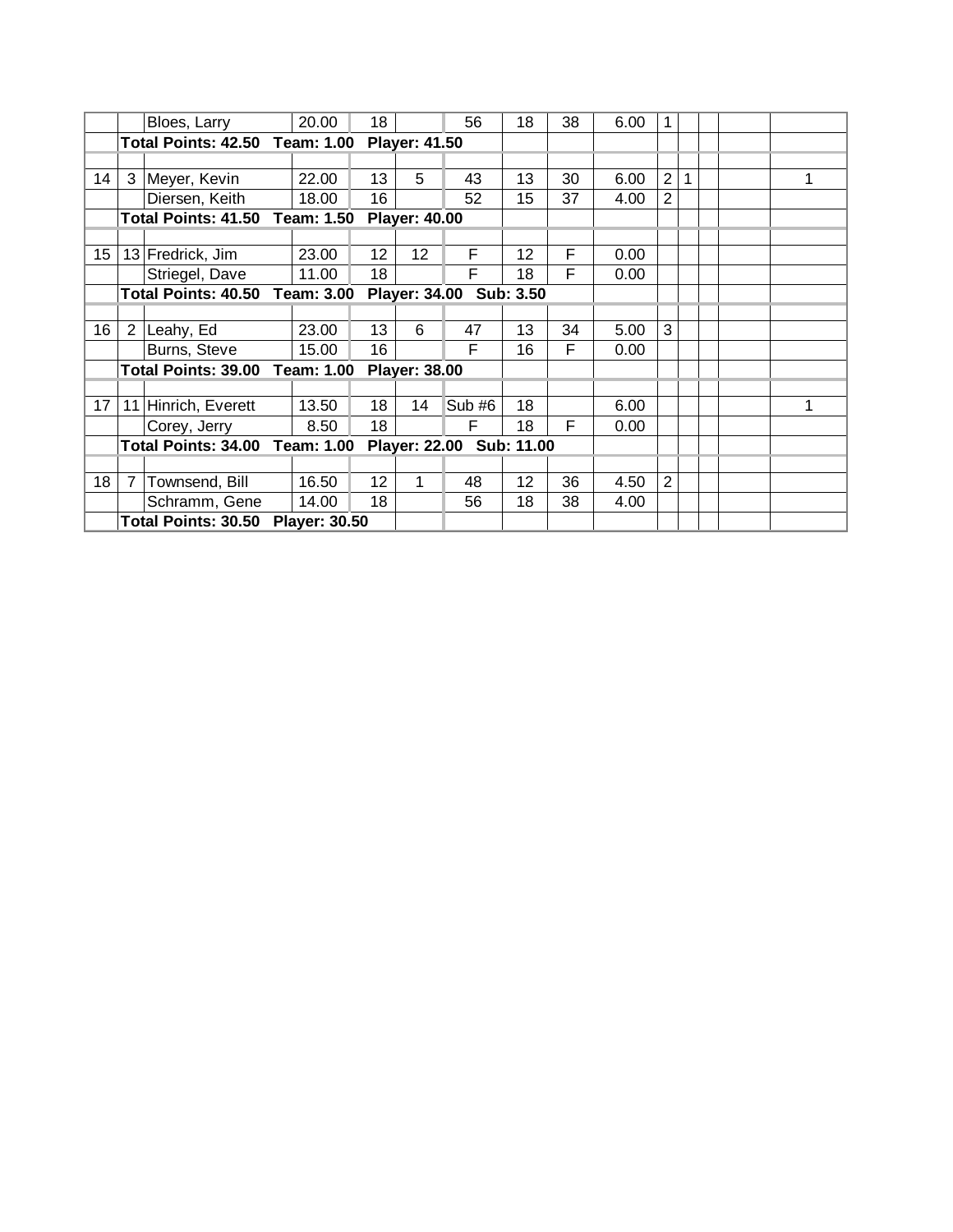| | | | | | | | | | | | | | | |
|---|---|---|---|---|---|---|---|---|---|---|---|---|---|---|
| | | Bloes, Larry | 20.00 | 18 | | 56 | 18 | 38 | 6.00 | 1 | | | | |
| | **Total Points: 42.50 Team: 1.00 Player: 41.50** | | | | | | | | | | | | | |
| | | | | | | | | | | | | | | |
| 14 | 3 | Meyer, Kevin | 22.00 | 13 | 5 | 43 | 13 | 30 | 6.00 | 2 | 1 | | | 1 |
| | | Diersen, Keith | 18.00 | 16 | | 52 | 15 | 37 | 4.00 | 2 | | | | |
| | **Total Points: 41.50 Team: 1.50 Player: 40.00** | | | | | | | | | | | | | |
| | | | | | | | | | | | | | | |
| 15 | 13 | Fredrick, Jim | 23.00 | 12 | 12 | F | 12 | F | 0.00 | | | | | |
| | | Striegel, Dave | 11.00 | 18 | | F | 18 | F | 0.00 | | | | | |
| | **Total Points: 40.50 Team: 3.00 Player: 34.00 Sub: 3.50** | | | | | | | | | | | | | |
| | | | | | | | | | | | | | | |
| 16 | 2 | Leahy, Ed | 23.00 | 13 | 6 | 47 | 13 | 34 | 5.00 | 3 | | | | |
| | | Burns, Steve | 15.00 | 16 | | F | 16 | F | 0.00 | | | | | |
| | **Total Points: 39.00 Team: 1.00 Player: 38.00** | | | | | | | | | | | | | |
| | | | | | | | | | | | | | | |
| 17 | 11 | Hinrich, Everett | 13.50 | 18 | 14 | Sub #6 | 18 | | 6.00 | | | | | 1 |
| | | Corey, Jerry | 8.50 | 18 | | F | 18 | F | 0.00 | | | | | |
| | **Total Points: 34.00 Team: 1.00 Player: 22.00 Sub: 11.00** | | | | | | | | | | | | | |
| | | | | | | | | | | | | | | |
| 18 | 7 | Townsend, Bill | 16.50 | 12 | 1 | 48 | 12 | 36 | 4.50 | 2 | | | | |
| | | Schramm, Gene | 14.00 | 18 | | 56 | 18 | 38 | 4.00 | | | | | |
| | **Total Points: 30.50 Player: 30.50** | | | | | | | | | | | | | |